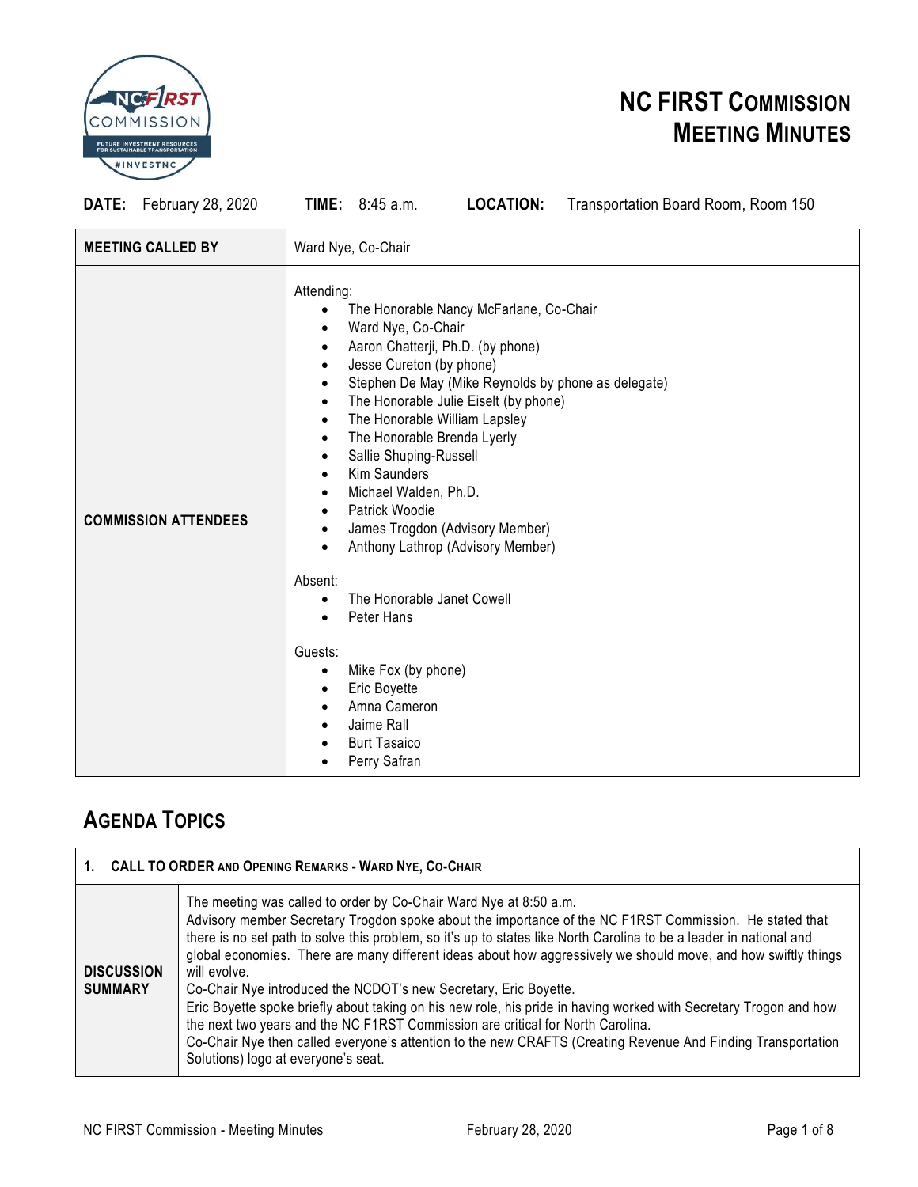# NC FIRST COMMISSION MEETING MINUTES

**DATE:** February 28, 2020 **TIME:** 8:45 a.m. **LOCATION:** Transportation Board Room, Room 150

| | |
|---|---|
| **MEETING CALLED BY** | Ward Nye, Co-Chair |
| **COMMISSION ATTENDEES** | Attending:<br>• The Honorable Nancy McFarlane, Co-Chair<br>• Ward Nye, Co-Chair<br>• Aaron Chatterji, Ph.D. (by phone)<br>• Jesse Cureton (by phone)<br>• Stephen De May (Mike Reynolds by phone as delegate)<br>• The Honorable Julie Eiselt (by phone)<br>• The Honorable William Lapsley<br>• The Honorable Brenda Lyerly<br>• Sallie Shuping-Russell<br>• Kim Saunders<br>• Michael Walden, Ph.D.<br>• Patrick Woodie<br>• James Trogdon (Advisory Member)<br>• Anthony Lathrop (Advisory Member)<br><br>Absent:<br>• The Honorable Janet Cowell<br>• Peter Hans<br><br>Guests:<br>• Mike Fox (by phone)<br>• Eric Boyette<br>• Amna Cameron<br>• Jaime Rall<br>• Burt Tasaico<br>• Perry Safran |

## AGENDA TOPICS

| **1. CALL TO ORDER AND OPENING REMARKS - WARD NYE, CO-CHAIR** | |
|---|---|
| **DISCUSSION SUMMARY** | The meeting was called to order by Co-Chair Ward Nye at 8:50 a.m.<br>Advisory member Secretary Trogdon spoke about the importance of the NC F1RST Commission. He stated that there is no set path to solve this problem, so it's up to states like North Carolina to be a leader in national and global economies. There are many different ideas about how aggressively we should move, and how swiftly things will evolve.<br>Co-Chair Nye introduced the NCDOT's new Secretary, Eric Boyette.<br>Eric Boyette spoke briefly about taking on his new role, his pride in having worked with Secretary Trogon and how the next two years and the NC F1RST Commission are critical for North Carolina.<br>Co-Chair Nye then called everyone's attention to the new CRAFTS (Creating Revenue And Finding Transportation Solutions) logo at everyone's seat. |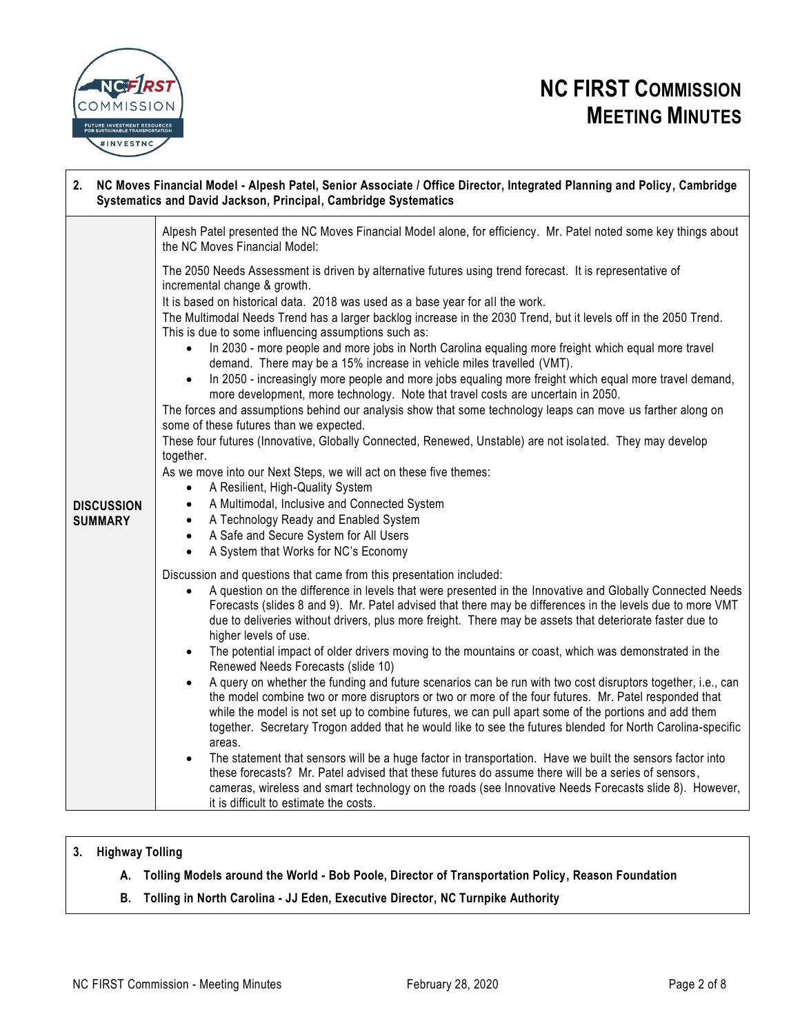| **2. NC Moves Financial Model - Alpesh Patel, Senior Associate / Office Director, Integrated Planning and Policy, Cambridge Systematics and David Jackson, Principal, Cambridge Systematics** | |
|---|---|
| **DISCUSSION SUMMARY** | Alpesh Patel presented the NC Moves Financial Model alone, for efficiency. Mr. Patel noted some key things about the NC Moves Financial Model:<br><br>The 2050 Needs Assessment is driven by alternative futures using trend forecast. It is representative of incremental change & growth.<br>It is based on historical data. 2018 was used as a base year for all the work.<br>The Multimodal Needs Trend has a larger backlog increase in the 2030 Trend, but it levels off in the 2050 Trend. This is due to some influencing assumptions such as:<br>• In 2030 - more people and more jobs in North Carolina equaling more freight which equal more travel demand. There may be a 15% increase in vehicle miles travelled (VMT).<br>• In 2050 - increasingly more people and more jobs equaling more freight which equal more travel demand, more development, more technology. Note that travel costs are uncertain in 2050.<br>The forces and assumptions behind our analysis show that some technology leaps can move us farther along on some of these futures than we expected.<br>These four futures (Innovative, Globally Connected, Renewed, Unstable) are not isolated. They may develop together.<br>As we move into our Next Steps, we will act on these five themes:<br>• A Resilient, High-Quality System<br>• A Multimodal, Inclusive and Connected System<br>• A Technology Ready and Enabled System<br>• A Safe and Secure System for All Users<br>• A System that Works for NC's Economy<br><br>Discussion and questions that came from this presentation included:<br>• A question on the difference in levels that were presented in the Innovative and Globally Connected Needs Forecasts (slides 8 and 9). Mr. Patel advised that there may be differences in the levels due to more VMT due to deliveries without drivers, plus more freight. There may be assets that deteriorate faster due to higher levels of use.<br>• The potential impact of older drivers moving to the mountains or coast, which was demonstrated in the Renewed Needs Forecasts (slide 10)<br>• A query on whether the funding and future scenarios can be run with two cost disruptors together, i.e., can the model combine two or more disruptors or two or more of the four futures. Mr. Patel responded that while the model is not set up to combine futures, we can pull apart some of the portions and add them together. Secretary Trogon added that he would like to see the futures blended for North Carolina-specific areas.<br>• The statement that sensors will be a huge factor in transportation. Have we built the sensors factor into these forecasts? Mr. Patel advised that these futures do assume there will be a series of sensors, cameras, wireless and smart technology on the roads (see Innovative Needs Forecasts slide 8). However, it is difficult to estimate the costs. |

**3. Highway Tolling**

**A. Tolling Models around the World - Bob Poole, Director of Transportation Policy, Reason Foundation**

**B. Tolling in North Carolina - JJ Eden, Executive Director, NC Turnpike Authority**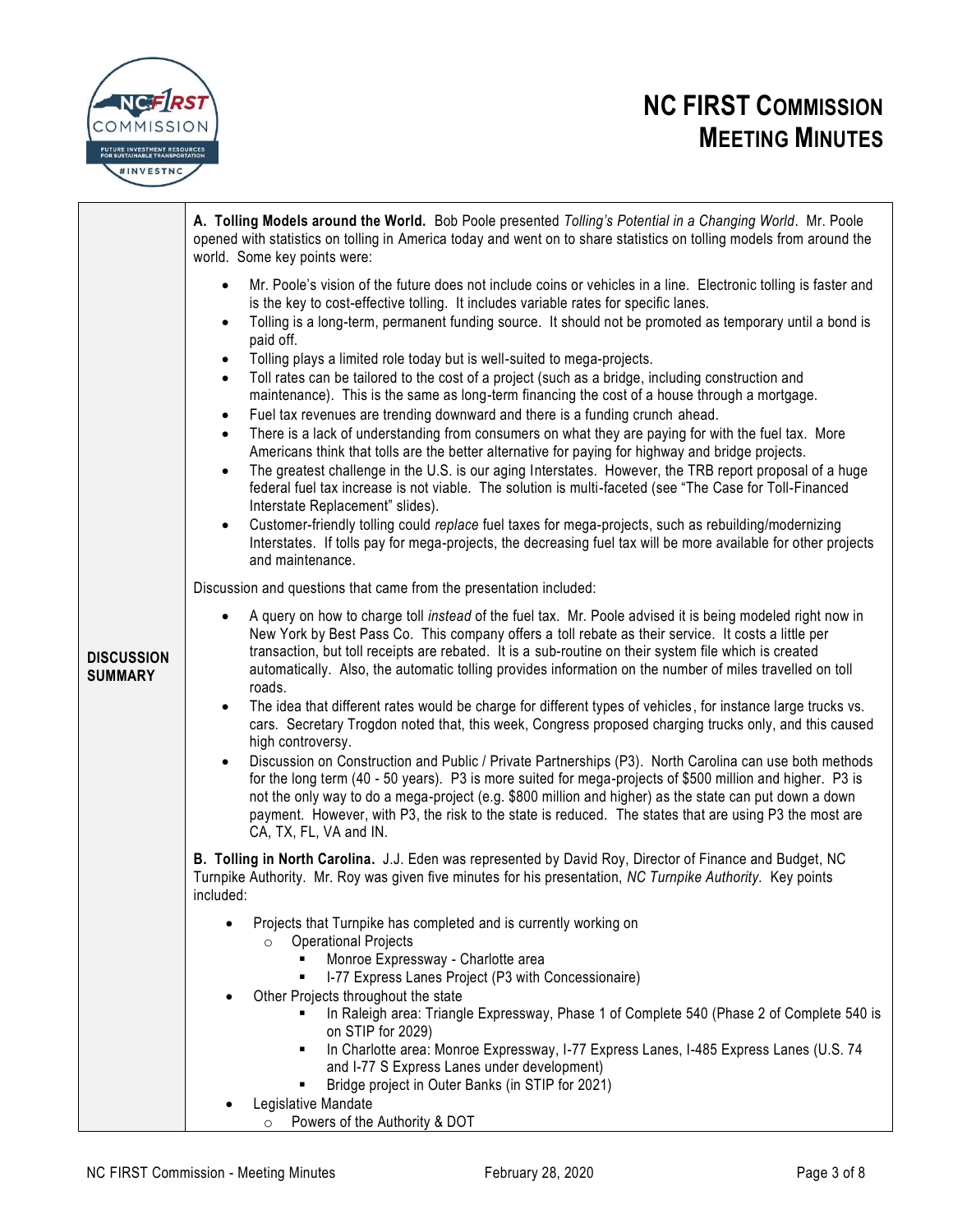**DISCUSSION SUMMARY**

**A. Tolling Models around the World.** Bob Poole presented *Tolling's Potential in a Changing World*. Mr. Poole opened with statistics on tolling in America today and went on to share statistics on tolling models from around the world. Some key points were:

- Mr. Poole's vision of the future does not include coins or vehicles in a line. Electronic tolling is faster and is the key to cost-effective tolling. It includes variable rates for specific lanes.
- Tolling is a long-term, permanent funding source. It should not be promoted as temporary until a bond is paid off.
- Tolling plays a limited role today but is well-suited to mega-projects.
- Toll rates can be tailored to the cost of a project (such as a bridge, including construction and maintenance). This is the same as long-term financing the cost of a house through a mortgage.
- Fuel tax revenues are trending downward and there is a funding crunch ahead.
- There is a lack of understanding from consumers on what they are paying for with the fuel tax. More Americans think that tolls are the better alternative for paying for highway and bridge projects.
- The greatest challenge in the U.S. is our aging Interstates. However, the TRB report proposal of a huge federal fuel tax increase is not viable. The solution is multi-faceted (see "The Case for Toll-Financed Interstate Replacement" slides).
- Customer-friendly tolling could *replace* fuel taxes for mega-projects, such as rebuilding/modernizing Interstates. If tolls pay for mega-projects, the decreasing fuel tax will be more available for other projects and maintenance.

Discussion and questions that came from the presentation included:

- A query on how to charge toll *instead* of the fuel tax. Mr. Poole advised it is being modeled right now in New York by Best Pass Co. This company offers a toll rebate as their service. It costs a little per transaction, but toll receipts are rebated. It is a sub-routine on their system file which is created automatically. Also, the automatic tolling provides information on the number of miles travelled on toll roads.
- The idea that different rates would be charge for different types of vehicles, for instance large trucks vs. cars. Secretary Trogdon noted that, this week, Congress proposed charging trucks only, and this caused high controversy.
- Discussion on Construction and Public / Private Partnerships (P3). North Carolina can use both methods for the long term (40 - 50 years). P3 is more suited for mega-projects of $500 million and higher. P3 is not the only way to do a mega-project (e.g. $800 million and higher) as the state can put down a down payment. However, with P3, the risk to the state is reduced. The states that are using P3 the most are CA, TX, FL, VA and IN.

**B. Tolling in North Carolina.** J.J. Eden was represented by David Roy, Director of Finance and Budget, NC Turnpike Authority. Mr. Roy was given five minutes for his presentation, *NC Turnpike Authority.* Key points included:

- Projects that Turnpike has completed and is currently working on
  - Operational Projects
    - Monroe Expressway - Charlotte area
    - I-77 Express Lanes Project (P3 with Concessionaire)
- Other Projects throughout the state
  - In Raleigh area: Triangle Expressway, Phase 1 of Complete 540 (Phase 2 of Complete 540 is on STIP for 2029)
  - In Charlotte area: Monroe Expressway, I-77 Express Lanes, I-485 Express Lanes (U.S. 74 and I-77 S Express Lanes under development)
  - Bridge project in Outer Banks (in STIP for 2021)
- Legislative Mandate
  - Powers of the Authority & DOT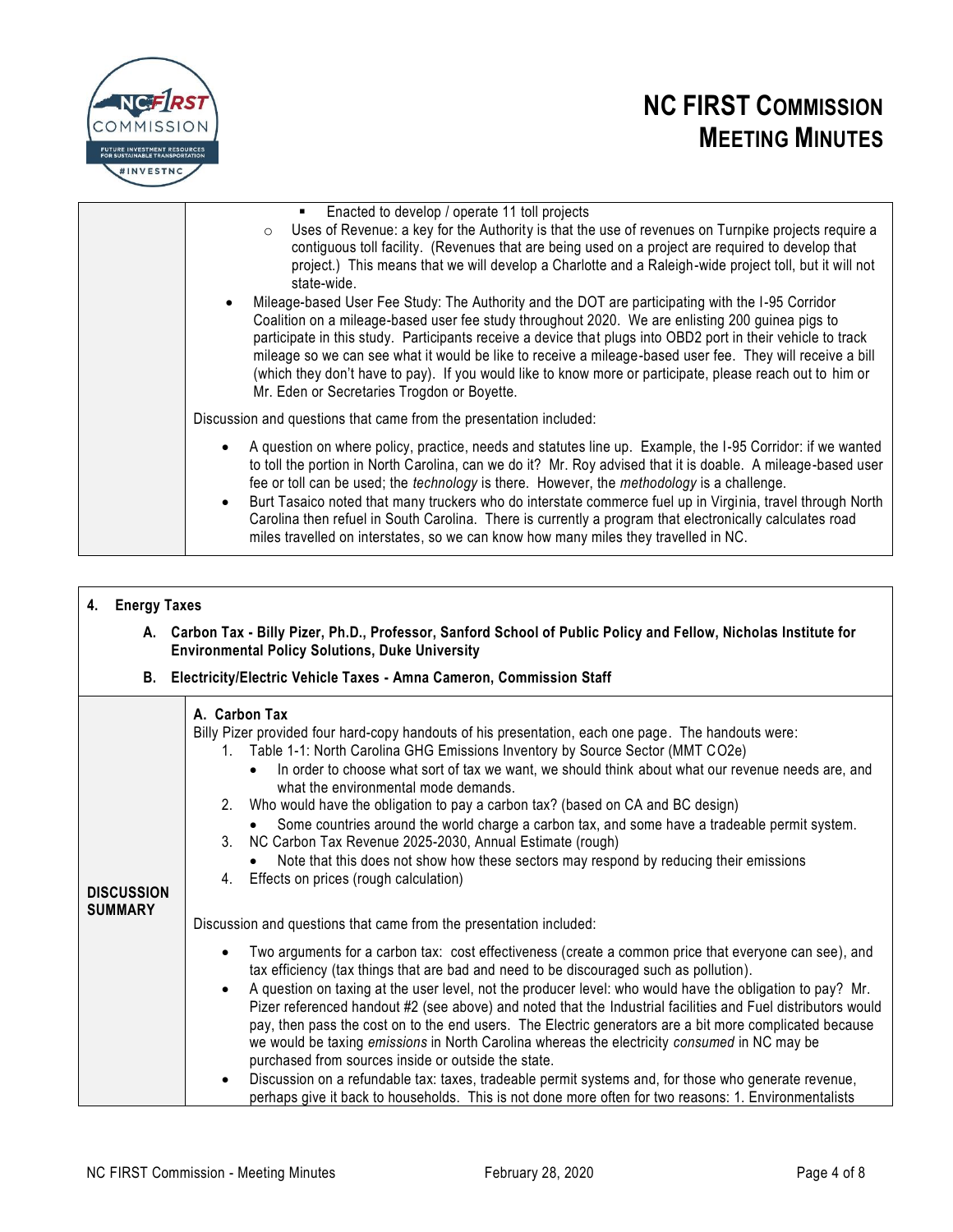- Enacted to develop / operate 11 toll projects
  - Uses of Revenue: a key for the Authority is that the use of revenues on Turnpike projects require a contiguous toll facility. (Revenues that are being used on a project are required to develop that project.) This means that we will develop a Charlotte and a Raleigh-wide project toll, but it will not state-wide.
- Mileage-based User Fee Study: The Authority and the DOT are participating with the I-95 Corridor Coalition on a mileage-based user fee study throughout 2020. We are enlisting 200 guinea pigs to participate in this study. Participants receive a device that plugs into OBD2 port in their vehicle to track mileage so we can see what it would be like to receive a mileage-based user fee. They will receive a bill (which they don't have to pay). If you would like to know more or participate, please reach out to him or Mr. Eden or Secretaries Trogdon or Boyette.

Discussion and questions that came from the presentation included:

- A question on where policy, practice, needs and statutes line up. Example, the I-95 Corridor: if we wanted to toll the portion in North Carolina, can we do it? Mr. Roy advised that it is doable. A mileage-based user fee or toll can be used; the *technology* is there. However, the *methodology* is a challenge.
- Burt Tasaico noted that many truckers who do interstate commerce fuel up in Virginia, travel through North Carolina then refuel in South Carolina. There is currently a program that electronically calculates road miles travelled on interstates, so we can know how many miles they travelled in NC.

## 4. Energy Taxes

**A. Carbon Tax - Billy Pizer, Ph.D., Professor, Sanford School of Public Policy and Fellow, Nicholas Institute for Environmental Policy Solutions, Duke University**

**B. Electricity/Electric Vehicle Taxes - Amna Cameron, Commission Staff**

**DISCUSSION SUMMARY**

**A. Carbon Tax**

Billy Pizer provided four hard-copy handouts of his presentation, each one page. The handouts were:

1. Table 1-1: North Carolina GHG Emissions Inventory by Source Sector (MMT $CO_2e$)
   - In order to choose what sort of tax we want, we should think about what our revenue needs are, and what the environmental mode demands.
2. Who would have the obligation to pay a carbon tax? (based on CA and BC design)
   - Some countries around the world charge a carbon tax, and some have a tradeable permit system.
3. NC Carbon Tax Revenue 2025-2030, Annual Estimate (rough)
   - Note that this does not show how these sectors may respond by reducing their emissions
4. Effects on prices (rough calculation)

Discussion and questions that came from the presentation included:

- Two arguments for a carbon tax: cost effectiveness (create a common price that everyone can see), and tax efficiency (tax things that are bad and need to be discouraged such as pollution).
- A question on taxing at the user level, not the producer level: who would have the obligation to pay? Mr. Pizer referenced handout #2 (see above) and noted that the Industrial facilities and Fuel distributors would pay, then pass the cost on to the end users. The Electric generators are a bit more complicated because we would be taxing *emissions* in North Carolina whereas the electricity *consumed* in NC may be purchased from sources inside or outside the state.
- Discussion on a refundable tax: taxes, tradeable permit systems and, for those who generate revenue, perhaps give it back to households. This is not done more often for two reasons: 1. Environmentalists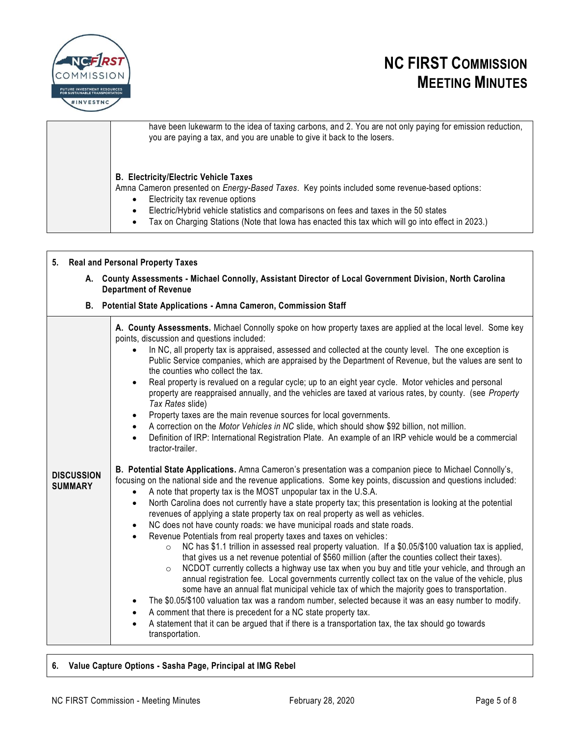have been lukewarm to the idea of taxing carbons, and 2. You are not only paying for emission reduction, you are paying a tax, and you are unable to give it back to the losers.

**B. Electricity/Electric Vehicle Taxes**

Amna Cameron presented on *Energy-Based Taxes*. Key points included some revenue-based options:

- Electricity tax revenue options
- Electric/Hybrid vehicle statistics and comparisons on fees and taxes in the 50 states
- Tax on Charging Stations (Note that Iowa has enacted this tax which will go into effect in 2023.)

## 5. Real and Personal Property Taxes

**A. County Assessments - Michael Connolly, Assistant Director of Local Government Division, North Carolina Department of Revenue**

**B. Potential State Applications - Amna Cameron, Commission Staff**

**DISCUSSION SUMMARY**

**A. County Assessments.** Michael Connolly spoke on how property taxes are applied at the local level. Some key points, discussion and questions included:

- In NC, all property tax is appraised, assessed and collected at the county level. The one exception is Public Service companies, which are appraised by the Department of Revenue, but the values are sent to the counties who collect the tax.
- Real property is revalued on a regular cycle; up to an eight year cycle. Motor vehicles and personal property are reappraised annually, and the vehicles are taxed at various rates, by county. (see *Property Tax Rates* slide)
- Property taxes are the main revenue sources for local governments.
- A correction on the *Motor Vehicles in NC* slide, which should show $92 billion, not million.
- Definition of IRP: International Registration Plate. An example of an IRP vehicle would be a commercial tractor-trailer.

**B. Potential State Applications.** Amna Cameron's presentation was a companion piece to Michael Connolly's, focusing on the national side and the revenue applications. Some key points, discussion and questions included:

- A note that property tax is the MOST unpopular tax in the U.S.A.
- North Carolina does not currently have a state property tax; this presentation is looking at the potential revenues of applying a state property tax on real property as well as vehicles.
- NC does not have county roads: we have municipal roads and state roads.
- Revenue Potentials from real property taxes and taxes on vehicles:
  - NC has $1.1 trillion in assessed real property valuation. If a $0.05/$100 valuation tax is applied, that gives us a net revenue potential of $560 million (after the counties collect their taxes).
  - NCDOT currently collects a highway use tax when you buy and title your vehicle, and through an annual registration fee. Local governments currently collect tax on the value of the vehicle, plus some have an annual flat municipal vehicle tax of which the majority goes to transportation.
- The $0.05/$100 valuation tax was a random number, selected because it was an easy number to modify.
- A comment that there is precedent for a NC state property tax.
- A statement that it can be argued that if there is a transportation tax, the tax should go towards transportation.

## 6. Value Capture Options - Sasha Page, Principal at IMG Rebel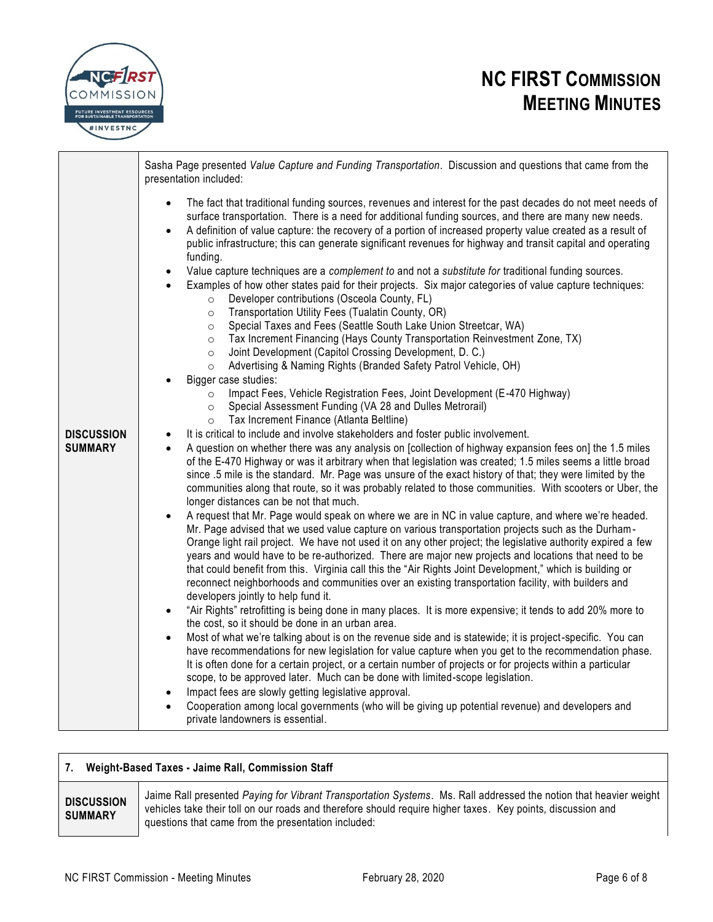| | |
|---|---|
| **DISCUSSION SUMMARY** | Sasha Page presented *Value Capture and Funding Transportation*. Discussion and questions that came from the presentation included:<br><br>• The fact that traditional funding sources, revenues and interest for the past decades do not meet needs of surface transportation. There is a need for additional funding sources, and there are many new needs.<br>• A definition of value capture: the recovery of a portion of increased property value created as a result of public infrastructure; this can generate significant revenues for highway and transit capital and operating funding.<br>• Value capture techniques are a *complement to* and not a *substitute for* traditional funding sources.<br>• Examples of how other states paid for their projects. Six major categories of value capture techniques:<br>  ○ Developer contributions (Osceola County, FL)<br>  ○ Transportation Utility Fees (Tualatin County, OR)<br>  ○ Special Taxes and Fees (Seattle South Lake Union Streetcar, WA)<br>  ○ Tax Increment Financing (Hays County Transportation Reinvestment Zone, TX)<br>  ○ Joint Development (Capitol Crossing Development, D. C.)<br>  ○ Advertising & Naming Rights (Branded Safety Patrol Vehicle, OH)<br>• Bigger case studies:<br>  ○ Impact Fees, Vehicle Registration Fees, Joint Development (E-470 Highway)<br>  ○ Special Assessment Funding (VA 28 and Dulles Metrorail)<br>  ○ Tax Increment Finance (Atlanta Beltline)<br>• It is critical to include and involve stakeholders and foster public involvement.<br>• A question on whether there was any analysis on [collection of highway expansion fees on] the 1.5 miles of the E-470 Highway or was it arbitrary when that legislation was created; 1.5 miles seems a little broad since .5 mile is the standard. Mr. Page was unsure of the exact history of that; they were limited by the communities along that route, so it was probably related to those communities. With scooters or Uber, the longer distances can be not that much.<br>• A request that Mr. Page would speak on where we are in NC in value capture, and where we're headed. Mr. Page advised that we used value capture on various transportation projects such as the Durham-Orange light rail project. We have not used it on any other project; the legislative authority expired a few years and would have to be re-authorized. There are major new projects and locations that need to be that could benefit from this. Virginia call this the "Air Rights Joint Development," which is building or reconnect neighborhoods and communities over an existing transportation facility, with builders and developers jointly to help fund it.<br>• "Air Rights" retrofitting is being done in many places. It is more expensive; it tends to add 20% more to the cost, so it should be done in an urban area.<br>• Most of what we're talking about is on the revenue side and is statewide; it is project-specific. You can have recommendations for new legislation for value capture when you get to the recommendation phase. It is often done for a certain project, or a certain number of projects or for projects within a particular scope, to be approved later. Much can be done with limited-scope legislation.<br>• Impact fees are slowly getting legislative approval.<br>• Cooperation among local governments (who will be giving up potential revenue) and developers and private landowners is essential. |

| **7. Weight-Based Taxes - Jaime Rall, Commission Staff** | |
|---|---|
| **DISCUSSION SUMMARY** | Jaime Rall presented *Paying for Vibrant Transportation Systems*. Ms. Rall addressed the notion that heavier weight vehicles take their toll on our roads and therefore should require higher taxes. Key points, discussion and questions that came from the presentation included: |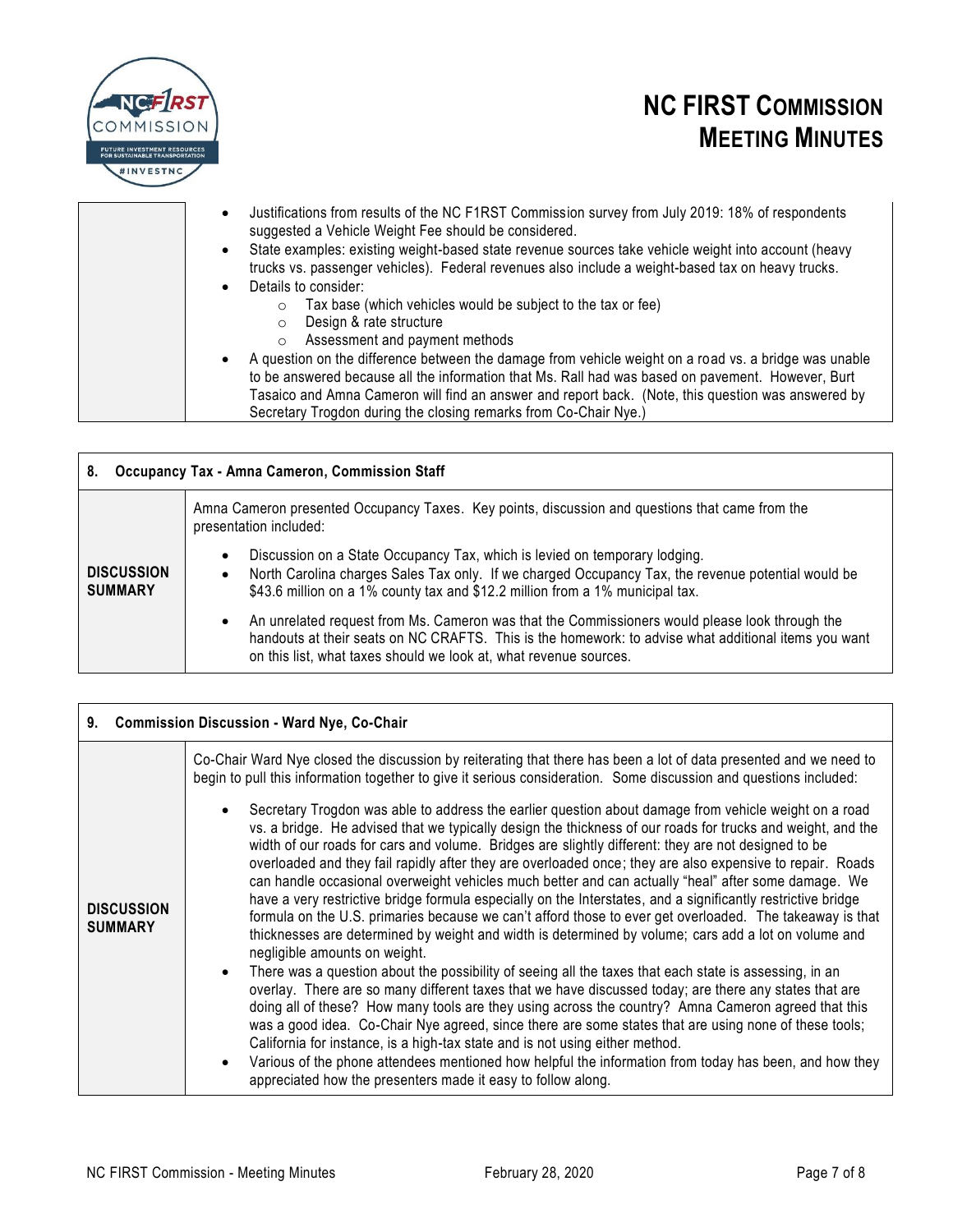| | |
|---|---|
| | • Justifications from results of the NC F1RST Commission survey from July 2019: 18% of respondents suggested a Vehicle Weight Fee should be considered.<br>• State examples: existing weight-based state revenue sources take vehicle weight into account (heavy trucks vs. passenger vehicles). Federal revenues also include a weight-based tax on heavy trucks.<br>• Details to consider:<br>  ○ Tax base (which vehicles would be subject to the tax or fee)<br>  ○ Design & rate structure<br>  ○ Assessment and payment methods<br>• A question on the difference between the damage from vehicle weight on a road vs. a bridge was unable to be answered because all the information that Ms. Rall had was based on pavement. However, Burt Tasaico and Amna Cameron will find an answer and report back. (Note, this question was answered by Secretary Trogdon during the closing remarks from Co-Chair Nye.) |

| **8. Occupancy Tax - Amna Cameron, Commission Staff** | |
|---|---|
| **DISCUSSION SUMMARY** | Amna Cameron presented Occupancy Taxes. Key points, discussion and questions that came from the presentation included:<br>• Discussion on a State Occupancy Tax, which is levied on temporary lodging.<br>• North Carolina charges Sales Tax only. If we charged Occupancy Tax, the revenue potential would be $43.6 million on a 1% county tax and $12.2 million from a 1% municipal tax.<br>• An unrelated request from Ms. Cameron was that the Commissioners would please look through the handouts at their seats on NC CRAFTS. This is the homework: to advise what additional items you want on this list, what taxes should we look at, what revenue sources. |

| **9. Commission Discussion - Ward Nye, Co-Chair** | |
|---|---|
| **DISCUSSION SUMMARY** | Co-Chair Ward Nye closed the discussion by reiterating that there has been a lot of data presented and we need to begin to pull this information together to give it serious consideration. Some discussion and questions included:<br>• Secretary Trogdon was able to address the earlier question about damage from vehicle weight on a road vs. a bridge. He advised that we typically design the thickness of our roads for trucks and weight, and the width of our roads for cars and volume. Bridges are slightly different: they are not designed to be overloaded and they fail rapidly after they are overloaded once; they are also expensive to repair. Roads can handle occasional overweight vehicles much better and can actually "heal" after some damage. We have a very restrictive bridge formula especially on the Interstates, and a significantly restrictive bridge formula on the U.S. primaries because we can't afford those to ever get overloaded. The takeaway is that thicknesses are determined by weight and width is determined by volume; cars add a lot on volume and negligible amounts on weight.<br>• There was a question about the possibility of seeing all the taxes that each state is assessing, in an overlay. There are so many different taxes that we have discussed today; are there any states that are doing all of these? How many tools are they using across the country? Amna Cameron agreed that this was a good idea. Co-Chair Nye agreed, since there are some states that are using none of these tools; California for instance, is a high-tax state and is not using either method.<br>• Various of the phone attendees mentioned how helpful the information from today has been, and how they appreciated how the presenters made it easy to follow along. |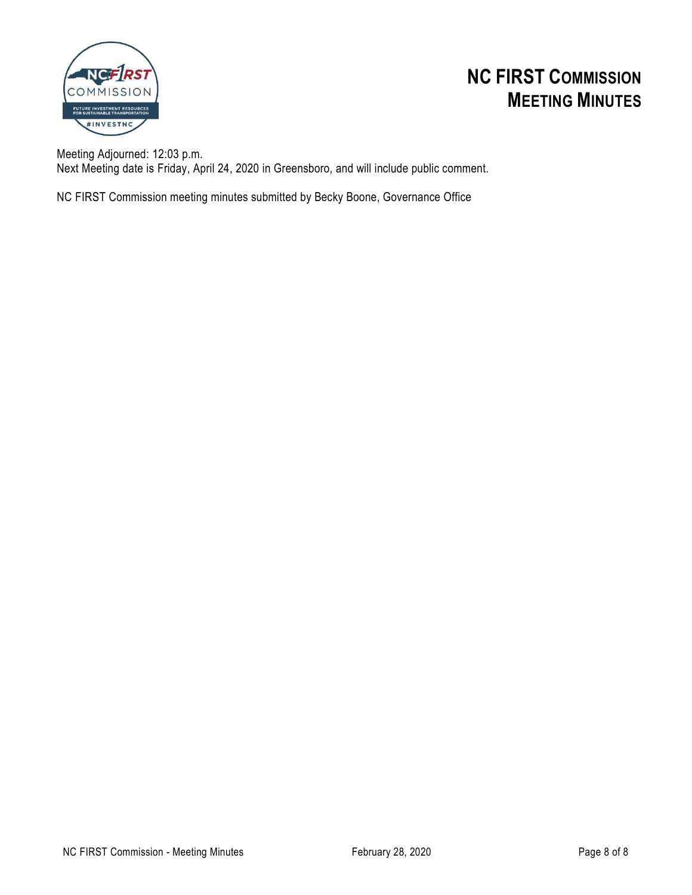Meeting Adjourned: 12:03 p.m.
Next Meeting date is Friday, April 24, 2020 in Greensboro, and will include public comment.

NC FIRST Commission meeting minutes submitted by Becky Boone, Governance Office